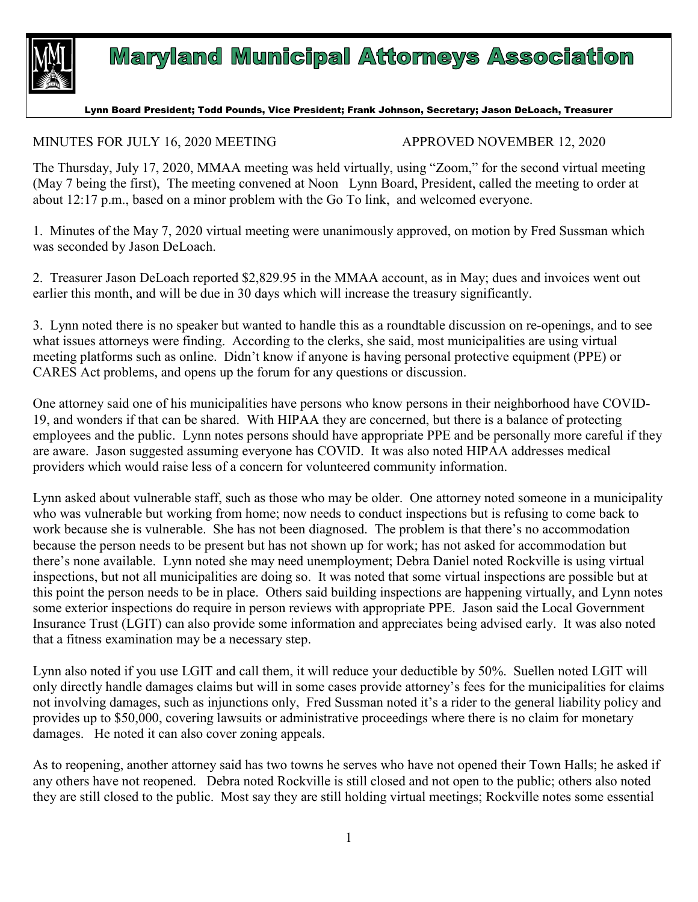# Maryland Municipal Attorneys Association

Lynn Board President; Todd Pounds, Vice President; Frank Johnson, Secretary; Jason DeLoach, Treasurer

MINUTES FOR JULY 16, 2020 MEETING APPROVED NOVEMBER 12, 2020

The Thursday, July 17, 2020, MMAA meeting was held virtually, using "Zoom," for the second virtual meeting (May 7 being the first), The meeting convened at Noon Lynn Board, President, called the meeting to order at about 12:17 p.m., based on a minor problem with the Go To link, and welcomed everyone.

1. Minutes of the May 7, 2020 virtual meeting were unanimously approved, on motion by Fred Sussman which was seconded by Jason DeLoach.

2. Treasurer Jason DeLoach reported $2,829.95 in the MMAA account, as in May; dues and invoices went out earlier this month, and will be due in 30 days which will increase the treasury significantly.

3. Lynn noted there is no speaker but wanted to handle this as a roundtable discussion on re-openings, and to see what issues attorneys were finding. According to the clerks, she said, most municipalities are using virtual meeting platforms such as online. Didn't know if anyone is having personal protective equipment (PPE) or CARES Act problems, and opens up the forum for any questions or discussion.

One attorney said one of his municipalities have persons who know persons in their neighborhood have COVID-19, and wonders if that can be shared. With HIPAA they are concerned, but there is a balance of protecting employees and the public. Lynn notes persons should have appropriate PPE and be personally more careful if they are aware. Jason suggested assuming everyone has COVID. It was also noted HIPAA addresses medical providers which would raise less of a concern for volunteered community information.

Lynn asked about vulnerable staff, such as those who may be older. One attorney noted someone in a municipality who was vulnerable but working from home; now needs to conduct inspections but is refusing to come back to work because she is vulnerable. She has not been diagnosed. The problem is that there's no accommodation because the person needs to be present but has not shown up for work; has not asked for accommodation but there's none available. Lynn noted she may need unemployment; Debra Daniel noted Rockville is using virtual inspections, but not all municipalities are doing so. It was noted that some virtual inspections are possible but at this point the person needs to be in place. Others said building inspections are happening virtually, and Lynn notes some exterior inspections do require in person reviews with appropriate PPE. Jason said the Local Government Insurance Trust (LGIT) can also provide some information and appreciates being advised early. It was also noted that a fitness examination may be a necessary step.

Lynn also noted if you use LGIT and call them, it will reduce your deductible by 50%. Suellen noted LGIT will only directly handle damages claims but will in some cases provide attorney's fees for the municipalities for claims not involving damages, such as injunctions only, Fred Sussman noted it's a rider to the general liability policy and provides up to $50,000, covering lawsuits or administrative proceedings where there is no claim for monetary damages. He noted it can also cover zoning appeals.

As to reopening, another attorney said has two towns he serves who have not opened their Town Halls; he asked if any others have not reopened. Debra noted Rockville is still closed and not open to the public; others also noted they are still closed to the public. Most say they are still holding virtual meetings; Rockville notes some essential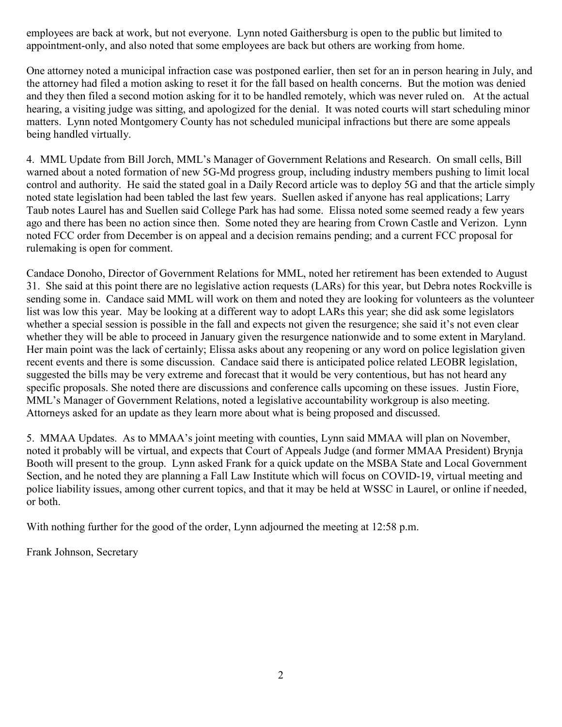employees are back at work, but not everyone. Lynn noted Gaithersburg is open to the public but limited to appointment-only, and also noted that some employees are back but others are working from home.

One attorney noted a municipal infraction case was postponed earlier, then set for an in person hearing in July, and the attorney had filed a motion asking to reset it for the fall based on health concerns. But the motion was denied and they then filed a second motion asking for it to be handled remotely, which was never ruled on. At the actual hearing, a visiting judge was sitting, and apologized for the denial. It was noted courts will start scheduling minor matters. Lynn noted Montgomery County has not scheduled municipal infractions but there are some appeals being handled virtually.

4. MML Update from Bill Jorch, MML's Manager of Government Relations and Research. On small cells, Bill warned about a noted formation of new 5G-Md progress group, including industry members pushing to limit local control and authority. He said the stated goal in a Daily Record article was to deploy 5G and that the article simply noted state legislation had been tabled the last few years. Suellen asked if anyone has real applications; Larry Taub notes Laurel has and Suellen said College Park has had some. Elissa noted some seemed ready a few years ago and there has been no action since then. Some noted they are hearing from Crown Castle and Verizon. Lynn noted FCC order from December is on appeal and a decision remains pending; and a current FCC proposal for rulemaking is open for comment.

Candace Donoho, Director of Government Relations for MML, noted her retirement has been extended to August 31. She said at this point there are no legislative action requests (LARs) for this year, but Debra notes Rockville is sending some in. Candace said MML will work on them and noted they are looking for volunteers as the volunteer list was low this year. May be looking at a different way to adopt LARs this year; she did ask some legislators whether a special session is possible in the fall and expects not given the resurgence; she said it's not even clear whether they will be able to proceed in January given the resurgence nationwide and to some extent in Maryland. Her main point was the lack of certainly; Elissa asks about any reopening or any word on police legislation given recent events and there is some discussion. Candace said there is anticipated police related LEOBR legislation, suggested the bills may be very extreme and forecast that it would be very contentious, but has not heard any specific proposals. She noted there are discussions and conference calls upcoming on these issues. Justin Fiore, MML's Manager of Government Relations, noted a legislative accountability workgroup is also meeting. Attorneys asked for an update as they learn more about what is being proposed and discussed.

5. MMAA Updates. As to MMAA's joint meeting with counties, Lynn said MMAA will plan on November, noted it probably will be virtual, and expects that Court of Appeals Judge (and former MMAA President) Brynja Booth will present to the group. Lynn asked Frank for a quick update on the MSBA State and Local Government Section, and he noted they are planning a Fall Law Institute which will focus on COVID-19, virtual meeting and police liability issues, among other current topics, and that it may be held at WSSC in Laurel, or online if needed, or both.

With nothing further for the good of the order, Lynn adjourned the meeting at 12:58 p.m.

Frank Johnson, Secretary